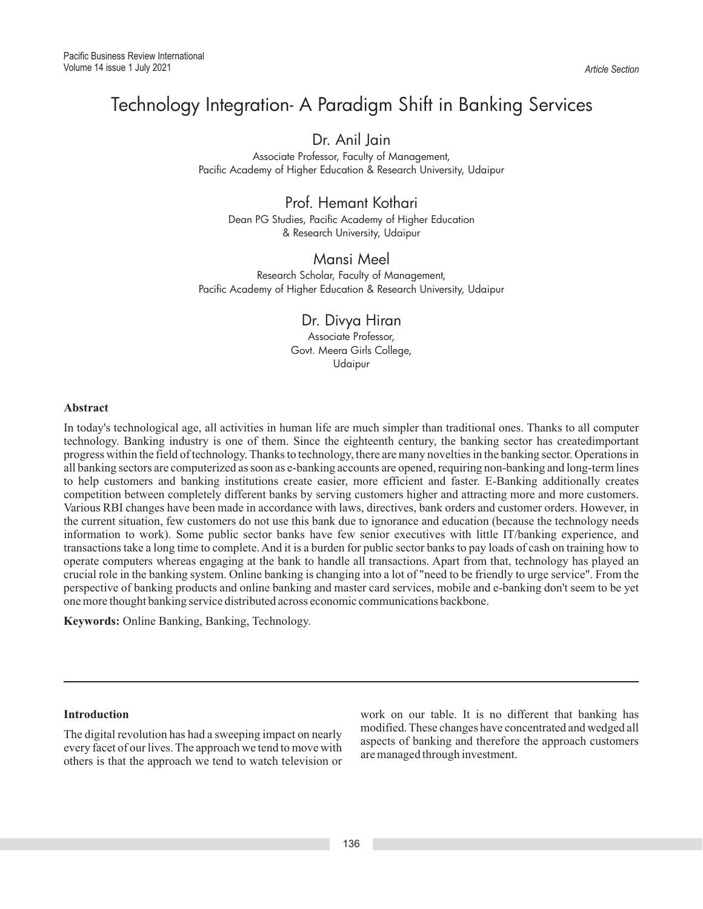# Technology Integration- A Paradigm Shift in Banking Services

**Dr. Anil Jain**
Associate Professor, Faculty of Management,
Pacific Academy of Higher Education & Research University, Udaipur

**Prof. Hemant Kothari**
Dean PG Studies, Pacific Academy of Higher Education
& Research University, Udaipur

**Mansi Meel**
Research Scholar, Faculty of Management,
Pacific Academy of Higher Education & Research University, Udaipur

**Dr. Divya Hiran**
Associate Professor,
Govt. Meera Girls College,
Udaipur

## Abstract

In today's technological age, all activities in human life are much simpler than traditional ones. Thanks to all computer technology. Banking industry is one of them. Since the eighteenth century, the banking sector has createdimportant progress within the field of technology. Thanks to technology, there are many novelties in the banking sector. Operations in all banking sectors are computerized as soon as e-banking accounts are opened, requiring non-banking and long-term lines to help customers and banking institutions create easier, more efficient and faster. E-Banking additionally creates competition between completely different banks by serving customers higher and attracting more and more customers. Various RBI changes have been made in accordance with laws, directives, bank orders and customer orders. However, in the current situation, few customers do not use this bank due to ignorance and education (because the technology needs information to work). Some public sector banks have few senior executives with little IT/banking experience, and transactions take a long time to complete. And it is a burden for public sector banks to pay loads of cash on training how to operate computers whereas engaging at the bank to handle all transactions. Apart from that, technology has played an crucial role in the banking system. Online banking is changing into a lot of "need to be friendly to urge service". From the perspective of banking products and online banking and master card services, mobile and e-banking don't seem to be yet one more thought banking service distributed across economic communications backbone.

**Keywords:** Online Banking, Banking, Technology.

## Introduction

The digital revolution has had a sweeping impact on nearly every facet of our lives. The approach we tend to move with others is that the approach we tend to watch television or work on our table. It is no different that banking has modified. These changes have concentrated and wedged all aspects of banking and therefore the approach customers are managed through investment.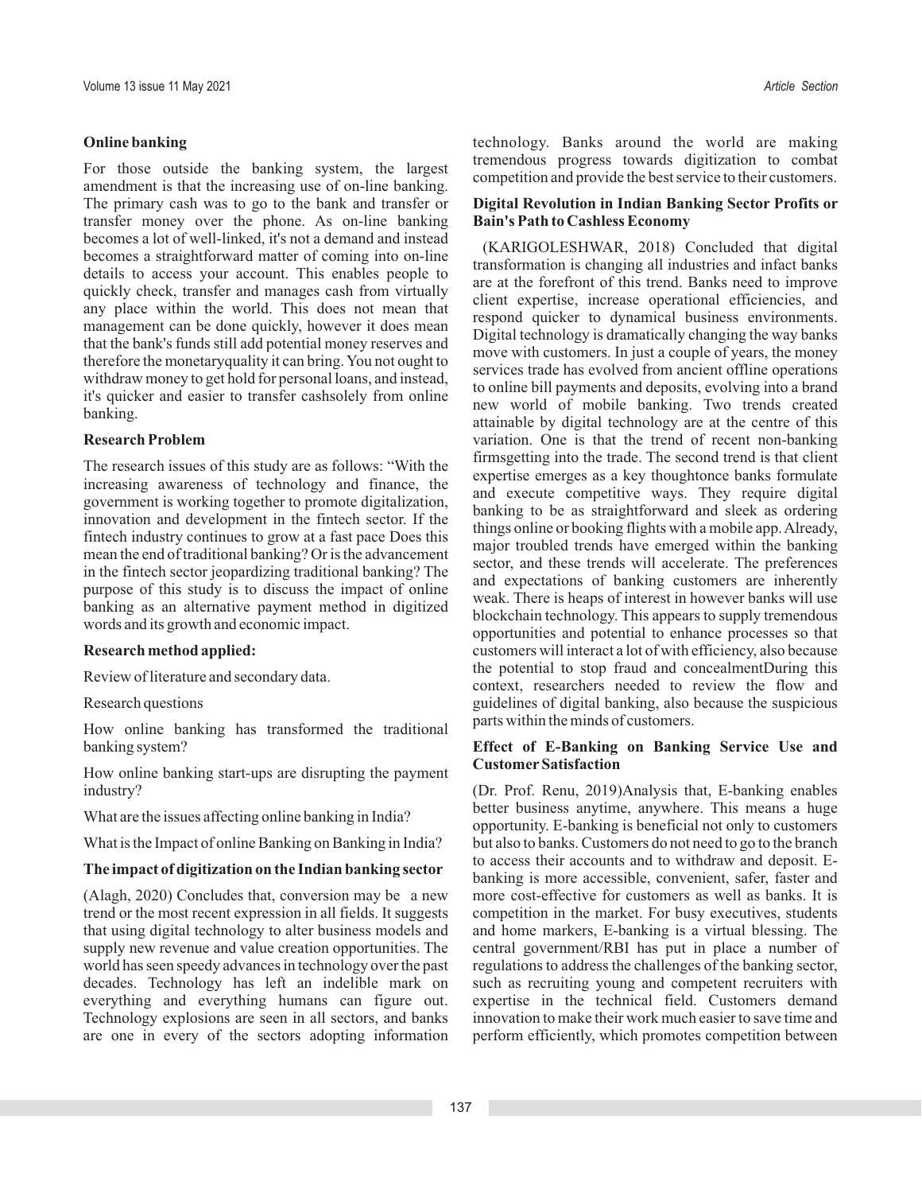### Online banking

For those outside the banking system, the largest amendment is that the increasing use of on-line banking. The primary cash was to go to the bank and transfer or transfer money over the phone. As on-line banking becomes a lot of well-linked, it's not a demand and instead becomes a straightforward matter of coming into on-line details to access your account. This enables people to quickly check, transfer and manages cash from virtually any place within the world. This does not mean that management can be done quickly, however it does mean that the bank's funds still add potential money reserves and therefore the monetaryquality it can bring. You not ought to withdraw money to get hold for personal loans, and instead, it's quicker and easier to transfer cashsolely from online banking.

### Research Problem

The research issues of this study are as follows: "With the increasing awareness of technology and finance, the government is working together to promote digitalization, innovation and development in the fintech sector. If the fintech industry continues to grow at a fast pace Does this mean the end of traditional banking? Or is the advancement in the fintech sector jeopardizing traditional banking? The purpose of this study is to discuss the impact of online banking as an alternative payment method in digitized words and its growth and economic impact.

### Research method applied:

Review of literature and secondary data.

Research questions

How online banking has transformed the traditional banking system?

How online banking start-ups are disrupting the payment industry?

What are the issues affecting online banking in India?

What is the Impact of online Banking on Banking in India?

### The impact of digitization on the Indian banking sector

(Alagh, 2020) Concludes that, conversion may be a new trend or the most recent expression in all fields. It suggests that using digital technology to alter business models and supply new revenue and value creation opportunities. The world has seen speedy advances in technology over the past decades. Technology has left an indelible mark on everything and everything humans can figure out. Technology explosions are seen in all sectors, and banks are one in every of the sectors adopting information technology. Banks around the world are making tremendous progress towards digitization to combat competition and provide the best service to their customers.

### Digital Revolution in Indian Banking Sector Profits or Bain's Path to Cashless Economy

(KARIGOLESHWAR, 2018) Concluded that digital transformation is changing all industries and infact banks are at the forefront of this trend. Banks need to improve client expertise, increase operational efficiencies, and respond quicker to dynamical business environments. Digital technology is dramatically changing the way banks move with customers. In just a couple of years, the money services trade has evolved from ancient offline operations to online bill payments and deposits, evolving into a brand new world of mobile banking. Two trends created attainable by digital technology are at the centre of this variation. One is that the trend of recent non-banking firmsgetting into the trade. The second trend is that client expertise emerges as a key thoughtonce banks formulate and execute competitive ways. They require digital banking to be as straightforward and sleek as ordering things online or booking flights with a mobile app. Already, major troubled trends have emerged within the banking sector, and these trends will accelerate. The preferences and expectations of banking customers are inherently weak. There is heaps of interest in however banks will use blockchain technology. This appears to supply tremendous opportunities and potential to enhance processes so that customers will interact a lot of with efficiency, also because the potential to stop fraud and concealmentDuring this context, researchers needed to review the flow and guidelines of digital banking, also because the suspicious parts within the minds of customers.

### Effect of E-Banking on Banking Service Use and Customer Satisfaction

(Dr. Prof. Renu, 2019)Analysis that, E-banking enables better business anytime, anywhere. This means a huge opportunity. E-banking is beneficial not only to customers but also to banks. Customers do not need to go to the branch to access their accounts and to withdraw and deposit. E-banking is more accessible, convenient, safer, faster and more cost-effective for customers as well as banks. It is competition in the market. For busy executives, students and home markers, E-banking is a virtual blessing. The central government/RBI has put in place a number of regulations to address the challenges of the banking sector, such as recruiting young and competent recruiters with expertise in the technical field. Customers demand innovation to make their work much easier to save time and perform efficiently, which promotes competition between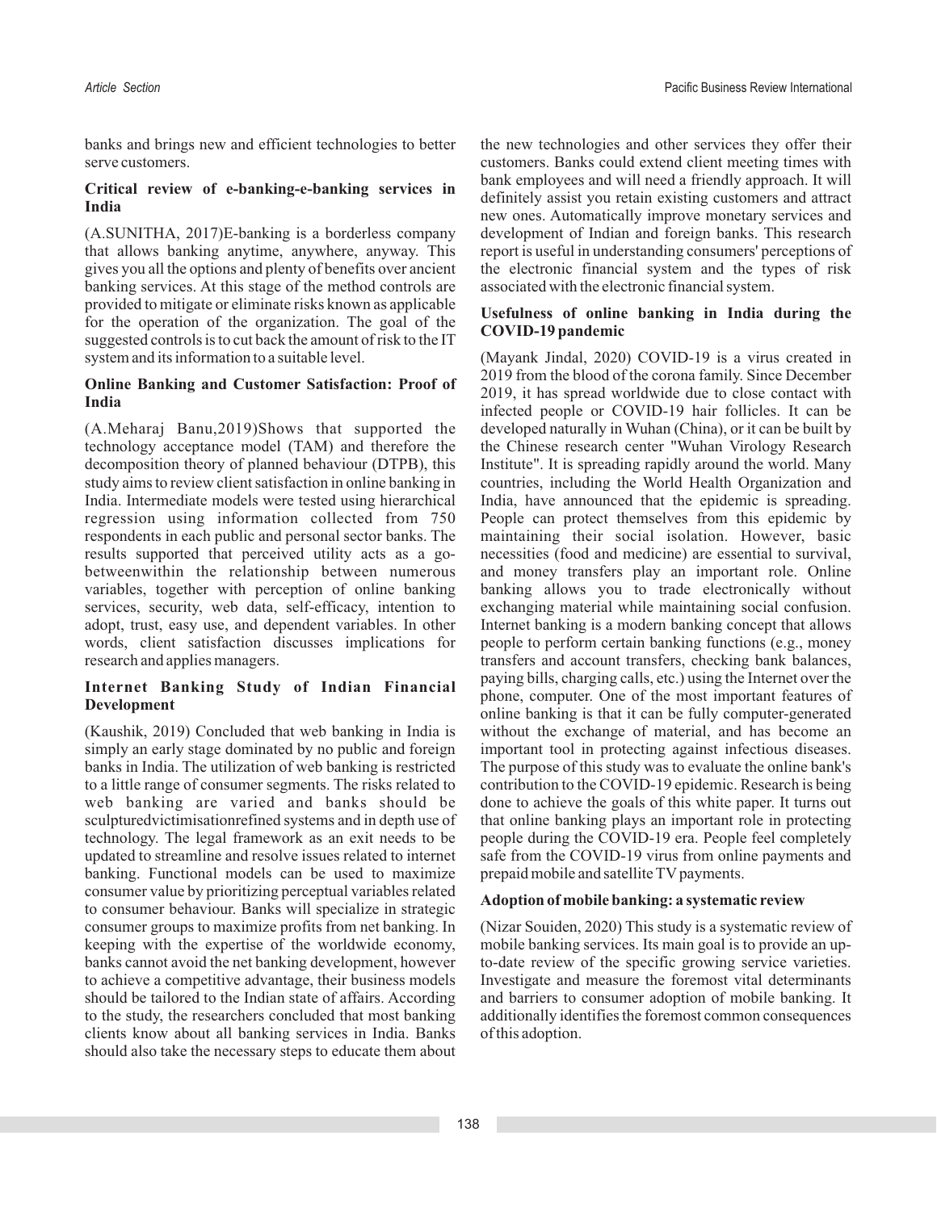banks and brings new and efficient technologies to better serve customers.

### Critical review of e-banking-e-banking services in India

(A.SUNITHA, 2017)E-banking is a borderless company that allows banking anytime, anywhere, anyway. This gives you all the options and plenty of benefits over ancient banking services. At this stage of the method controls are provided to mitigate or eliminate risks known as applicable for the operation of the organization. The goal of the suggested controls is to cut back the amount of risk to the IT system and its information to a suitable level.

### Online Banking and Customer Satisfaction: Proof of India

(A.Meharaj Banu,2019)Shows that supported the technology acceptance model (TAM) and therefore the decomposition theory of planned behaviour (DTPB), this study aims to review client satisfaction in online banking in India. Intermediate models were tested using hierarchical regression using information collected from 750 respondents in each public and personal sector banks. The results supported that perceived utility acts as a go-betweenwithin the relationship between numerous variables, together with perception of online banking services, security, web data, self-efficacy, intention to adopt, trust, easy use, and dependent variables. In other words, client satisfaction discusses implications for research and applies managers.

### Internet Banking Study of Indian Financial Development

(Kaushik, 2019) Concluded that web banking in India is simply an early stage dominated by no public and foreign banks in India. The utilization of web banking is restricted to a little range of consumer segments. The risks related to web banking are varied and banks should be sculpturedvictimisationrefined systems and in depth use of technology. The legal framework as an exit needs to be updated to streamline and resolve issues related to internet banking. Functional models can be used to maximize consumer value by prioritizing perceptual variables related to consumer behaviour. Banks will specialize in strategic consumer groups to maximize profits from net banking. In keeping with the expertise of the worldwide economy, banks cannot avoid the net banking development, however to achieve a competitive advantage, their business models should be tailored to the Indian state of affairs. According to the study, the researchers concluded that most banking clients know about all banking services in India. Banks should also take the necessary steps to educate them about the new technologies and other services they offer their customers. Banks could extend client meeting times with bank employees and will need a friendly approach. It will definitely assist you retain existing customers and attract new ones. Automatically improve monetary services and development of Indian and foreign banks. This research report is useful in understanding consumers' perceptions of the electronic financial system and the types of risk associated with the electronic financial system.

### Usefulness of online banking in India during the COVID-19 pandemic

(Mayank Jindal, 2020) COVID-19 is a virus created in 2019 from the blood of the corona family. Since December 2019, it has spread worldwide due to close contact with infected people or COVID-19 hair follicles. It can be developed naturally in Wuhan (China), or it can be built by the Chinese research center "Wuhan Virology Research Institute". It is spreading rapidly around the world. Many countries, including the World Health Organization and India, have announced that the epidemic is spreading. People can protect themselves from this epidemic by maintaining their social isolation. However, basic necessities (food and medicine) are essential to survival, and money transfers play an important role. Online banking allows you to trade electronically without exchanging material while maintaining social confusion. Internet banking is a modern banking concept that allows people to perform certain banking functions (e.g., money transfers and account transfers, checking bank balances, paying bills, charging calls, etc.) using the Internet over the phone, computer. One of the most important features of online banking is that it can be fully computer-generated without the exchange of material, and has become an important tool in protecting against infectious diseases. The purpose of this study was to evaluate the online bank's contribution to the COVID-19 epidemic. Research is being done to achieve the goals of this white paper. It turns out that online banking plays an important role in protecting people during the COVID-19 era. People feel completely safe from the COVID-19 virus from online payments and prepaid mobile and satellite TV payments.

### Adoption of mobile banking: a systematic review

(Nizar Souiden, 2020) This study is a systematic review of mobile banking services. Its main goal is to provide an up-to-date review of the specific growing service varieties. Investigate and measure the foremost vital determinants and barriers to consumer adoption of mobile banking. It additionally identifies the foremost common consequences of this adoption.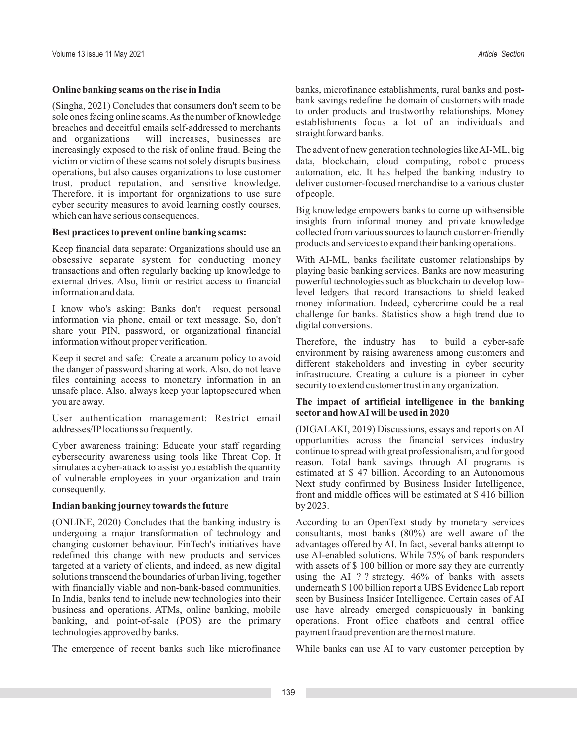**Online banking scams on the rise in India**

(Singha, 2021) Concludes that consumers don't seem to be sole ones facing online scams. As the number of knowledge breaches and deceitful emails self-addressed to merchants and organizations will increases, businesses are increasingly exposed to the risk of online fraud. Being the victim or victim of these scams not solely disrupts business operations, but also causes organizations to lose customer trust, product reputation, and sensitive knowledge. Therefore, it is important for organizations to use sure cyber security measures to avoid learning costly courses, which can have serious consequences.

**Best practices to prevent online banking scams:**

Keep financial data separate: Organizations should use an obsessive separate system for conducting money transactions and often regularly backing up knowledge to external drives. Also, limit or restrict access to financial information and data.

I know who's asking: Banks don't request personal information via phone, email or text message. So, don't share your PIN, password, or organizational financial information without proper verification.

Keep it secret and safe: Create a arcanum policy to avoid the danger of password sharing at work. Also, do not leave files containing access to monetary information in an unsafe place. Also, always keep your laptopsecured when you are away.

User authentication management: Restrict email addresses/IP locations so frequently.

Cyber awareness training: Educate your staff regarding cybersecurity awareness using tools like Threat Cop. It simulates a cyber-attack to assist you establish the quantity of vulnerable employees in your organization and train consequently.

**Indian banking journey towards the future**

(ONLINE, 2020) Concludes that the banking industry is undergoing a major transformation of technology and changing customer behaviour. FinTech's initiatives have redefined this change with new products and services targeted at a variety of clients, and indeed, as new digital solutions transcend the boundaries of urban living, together with financially viable and non-bank-based communities. In India, banks tend to include new technologies into their business and operations. ATMs, online banking, mobile banking, and point-of-sale (POS) are the primary technologies approved by banks.

The emergence of recent banks such like microfinance banks, microfinance establishments, rural banks and post-bank savings redefine the domain of customers with made to order products and trustworthy relationships. Money establishments focus a lot of an individuals and straightforward banks.

The advent of new generation technologies like AI-ML, big data, blockchain, cloud computing, robotic process automation, etc. It has helped the banking industry to deliver customer-focused merchandise to a various cluster of people.

Big knowledge empowers banks to come up withsensible insights from informal money and private knowledge collected from various sources to launch customer-friendly products and services to expand their banking operations.

With AI-ML, banks facilitate customer relationships by playing basic banking services. Banks are now measuring powerful technologies such as blockchain to develop low-level ledgers that record transactions to shield leaked money information. Indeed, cybercrime could be a real challenge for banks. Statistics show a high trend due to digital conversions.

Therefore, the industry has to build a cyber-safe environment by raising awareness among customers and different stakeholders and investing in cyber security infrastructure. Creating a culture is a pioneer in cyber security to extend customer trust in any organization.

**The impact of artificial intelligence in the banking sector and how AI will be used in 2020**

(DIGALAKI, 2019) Discussions, essays and reports on AI opportunities across the financial services industry continue to spread with great professionalism, and for good reason. Total bank savings through AI programs is estimated at $ 47 billion. According to an Autonomous Next study confirmed by Business Insider Intelligence, front and middle offices will be estimated at $ 416 billion by 2023.

According to an OpenText study by monetary services consultants, most banks (80%) are well aware of the advantages offered by AI. In fact, several banks attempt to use AI-enabled solutions. While 75% of bank responders with assets of $ 100 billion or more say they are currently using the AI ? ? strategy, 46% of banks with assets underneath $ 100 billion report a UBS Evidence Lab report seen by Business Insider Intelligence. Certain cases of AI use have already emerged conspicuously in banking operations. Front office chatbots and central office payment fraud prevention are the most mature.

While banks can use AI to vary customer perception by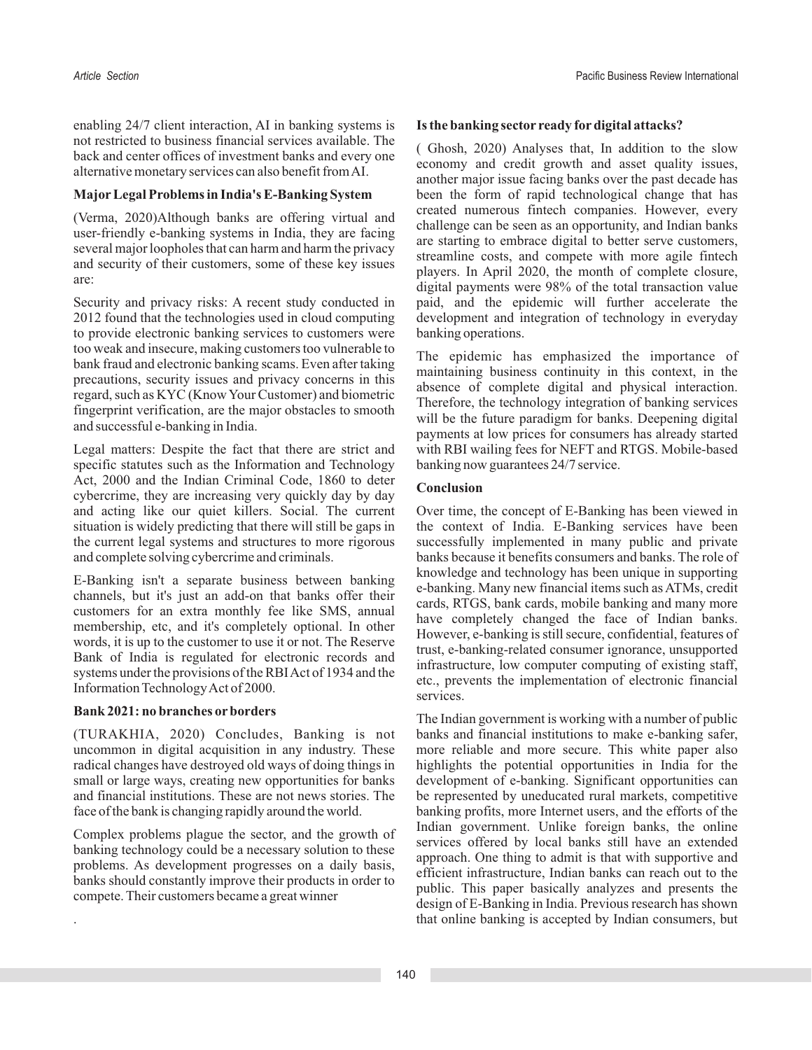enabling 24/7 client interaction, AI in banking systems is not restricted to business financial services available. The back and center offices of investment banks and every one alternative monetary services can also benefit from AI.

**Major Legal Problems in India's E-Banking System**

(Verma, 2020)Although banks are offering virtual and user-friendly e-banking systems in India, they are facing several major loopholes that can harm and harm the privacy and security of their customers, some of these key issues are:

Security and privacy risks: A recent study conducted in 2012 found that the technologies used in cloud computing to provide electronic banking services to customers were too weak and insecure, making customers too vulnerable to bank fraud and electronic banking scams. Even after taking precautions, security issues and privacy concerns in this regard, such as KYC (Know Your Customer) and biometric fingerprint verification, are the major obstacles to smooth and successful e-banking in India.

Legal matters: Despite the fact that there are strict and specific statutes such as the Information and Technology Act, 2000 and the Indian Criminal Code, 1860 to deter cybercrime, they are increasing very quickly day by day and acting like our quiet killers. Social. The current situation is widely predicting that there will still be gaps in the current legal systems and structures to more rigorous and complete solving cybercrime and criminals.

E-Banking isn't a separate business between banking channels, but it's just an add-on that banks offer their customers for an extra monthly fee like SMS, annual membership, etc, and it's completely optional. In other words, it is up to the customer to use it or not. The Reserve Bank of India is regulated for electronic records and systems under the provisions of the RBI Act of 1934 and the Information Technology Act of 2000.

**Bank 2021: no branches or borders**

(TURAKHIA, 2020) Concludes, Banking is not uncommon in digital acquisition in any industry. These radical changes have destroyed old ways of doing things in small or large ways, creating new opportunities for banks and financial institutions. These are not news stories. The face of the bank is changing rapidly around the world.

Complex problems plague the sector, and the growth of banking technology could be a necessary solution to these problems. As development progresses on a daily basis, banks should constantly improve their products in order to compete. Their customers became a great winner

.

**Is the banking sector ready for digital attacks?**

( Ghosh, 2020) Analyses that, In addition to the slow economy and credit growth and asset quality issues, another major issue facing banks over the past decade has been the form of rapid technological change that has created numerous fintech companies. However, every challenge can be seen as an opportunity, and Indian banks are starting to embrace digital to better serve customers, streamline costs, and compete with more agile fintech players. In April 2020, the month of complete closure, digital payments were 98% of the total transaction value paid, and the epidemic will further accelerate the development and integration of technology in everyday banking operations.

The epidemic has emphasized the importance of maintaining business continuity in this context, in the absence of complete digital and physical interaction. Therefore, the technology integration of banking services will be the future paradigm for banks. Deepening digital payments at low prices for consumers has already started with RBI wailing fees for NEFT and RTGS. Mobile-based banking now guarantees 24/7 service.

**Conclusion**

Over time, the concept of E-Banking has been viewed in the context of India. E-Banking services have been successfully implemented in many public and private banks because it benefits consumers and banks. The role of knowledge and technology has been unique in supporting e-banking. Many new financial items such as ATMs, credit cards, RTGS, bank cards, mobile banking and many more have completely changed the face of Indian banks. However, e-banking is still secure, confidential, features of trust, e-banking-related consumer ignorance, unsupported infrastructure, low computer computing of existing staff, etc., prevents the implementation of electronic financial services.

The Indian government is working with a number of public banks and financial institutions to make e-banking safer, more reliable and more secure. This white paper also highlights the potential opportunities in India for the development of e-banking. Significant opportunities can be represented by uneducated rural markets, competitive banking profits, more Internet users, and the efforts of the Indian government. Unlike foreign banks, the online services offered by local banks still have an extended approach. One thing to admit is that with supportive and efficient infrastructure, Indian banks can reach out to the public. This paper basically analyzes and presents the design of E-Banking in India. Previous research has shown that online banking is accepted by Indian consumers, but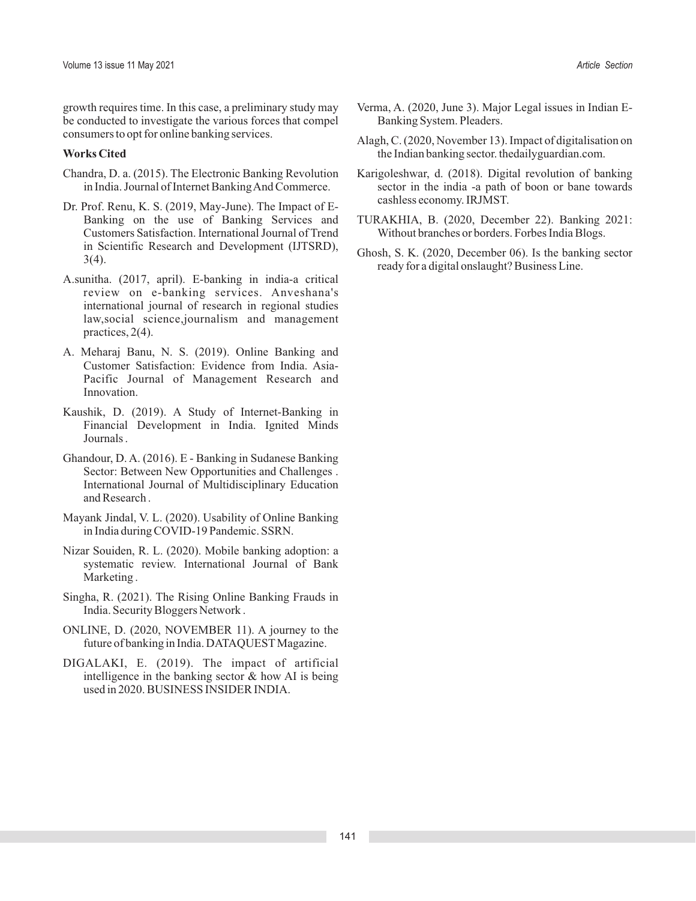growth requires time. In this case, a preliminary study may be conducted to investigate the various forces that compel consumers to opt for online banking services.

**Works Cited**

Chandra, D. a. (2015). The Electronic Banking Revolution in India. Journal of Internet Banking And Commerce.

Dr. Prof. Renu, K. S. (2019, May-June). The Impact of E-Banking on the use of Banking Services and Customers Satisfaction. International Journal of Trend in Scientific Research and Development (IJTSRD), 3(4).

A.sunitha. (2017, april). E-banking in india-a critical review on e-banking services. Anveshana's international journal of research in regional studies law,social science,journalism and management practices, 2(4).

A. Meharaj Banu, N. S. (2019). Online Banking and Customer Satisfaction: Evidence from India. Asia-Pacific Journal of Management Research and Innovation.

Kaushik, D. (2019). A Study of Internet-Banking in Financial Development in India. Ignited Minds Journals .

Ghandour, D. A. (2016). E - Banking in Sudanese Banking Sector: Between New Opportunities and Challenges . International Journal of Multidisciplinary Education and Research .

Mayank Jindal, V. L. (2020). Usability of Online Banking in India during COVID-19 Pandemic. SSRN.

Nizar Souiden, R. L. (2020). Mobile banking adoption: a systematic review. International Journal of Bank Marketing .

Singha, R. (2021). The Rising Online Banking Frauds in India. Security Bloggers Network .

ONLINE, D. (2020, NOVEMBER 11). A journey to the future of banking in India. DATAQUEST Magazine.

DIGALAKI, E. (2019). The impact of artificial intelligence in the banking sector & how AI is being used in 2020. BUSINESS INSIDER INDIA.

Verma, A. (2020, June 3). Major Legal issues in Indian E-Banking System. Pleaders.

Alagh, C. (2020, November 13). Impact of digitalisation on the Indian banking sector. thedailyguardian.com.

Karigoleshwar, d. (2018). Digital revolution of banking sector in the india -a path of boon or bane towards cashless economy. IRJMST.

TURAKHIA, B. (2020, December 22). Banking 2021: Without branches or borders. Forbes India Blogs.

Ghosh, S. K. (2020, December 06). Is the banking sector ready for a digital onslaught? Business Line.